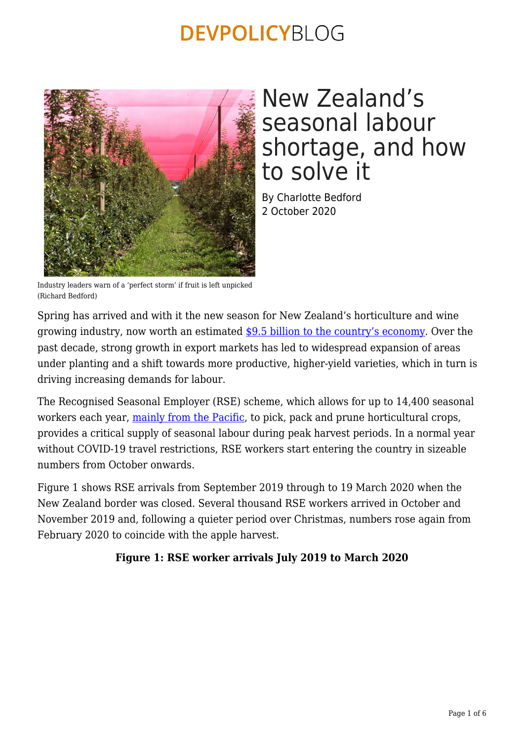# New Zealand's seasonal labour shortage, and how to solve it

By Charlotte Bedford
2 October 2020

Industry leaders warn of a 'perfect storm' if fruit is left unpicked (Richard Bedford)

Spring has arrived and with it the new season for New Zealand's horticulture and wine growing industry, now worth an estimated $9.5 billion to the country's economy. Over the past decade, strong growth in export markets has led to widespread expansion of areas under planting and a shift towards more productive, higher-yield varieties, which in turn is driving increasing demands for labour.

The Recognised Seasonal Employer (RSE) scheme, which allows for up to 14,400 seasonal workers each year, mainly from the Pacific, to pick, pack and prune horticultural crops, provides a critical supply of seasonal labour during peak harvest periods. In a normal year without COVID-19 travel restrictions, RSE workers start entering the country in sizeable numbers from October onwards.

Figure 1 shows RSE arrivals from September 2019 through to 19 March 2020 when the New Zealand border was closed. Several thousand RSE workers arrived in October and November 2019 and, following a quieter period over Christmas, numbers rose again from February 2020 to coincide with the apple harvest.

**Figure 1: RSE worker arrivals July 2019 to March 2020**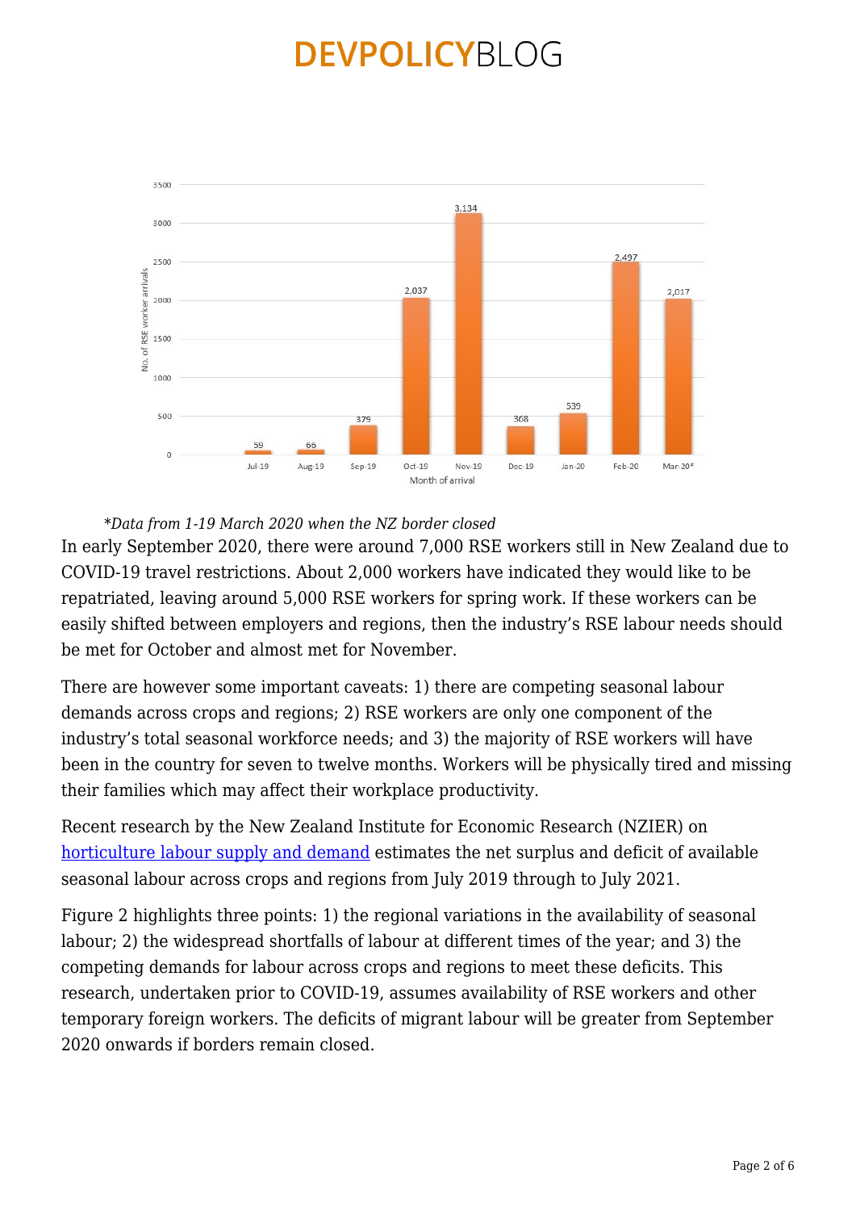*Data from 1-19 March 2020 when the NZ border closed

In early September 2020, there were around 7,000 RSE workers still in New Zealand due to COVID-19 travel restrictions. About 2,000 workers have indicated they would like to be repatriated, leaving around 5,000 RSE workers for spring work. If these workers can be easily shifted between employers and regions, then the industry's RSE labour needs should be met for October and almost met for November.

There are however some important caveats: 1) there are competing seasonal labour demands across crops and regions; 2) RSE workers are only one component of the industry's total seasonal workforce needs; and 3) the majority of RSE workers will have been in the country for seven to twelve months. Workers will be physically tired and missing their families which may affect their workplace productivity.

Recent research by the New Zealand Institute for Economic Research (NZIER) on horticulture labour supply and demand estimates the net surplus and deficit of available seasonal labour across crops and regions from July 2019 through to July 2021.

Figure 2 highlights three points: 1) the regional variations in the availability of seasonal labour; 2) the widespread shortfalls of labour at different times of the year; and 3) the competing demands for labour across crops and regions to meet these deficits. This research, undertaken prior to COVID-19, assumes availability of RSE workers and other temporary foreign workers. The deficits of migrant labour will be greater from September 2020 onwards if borders remain closed.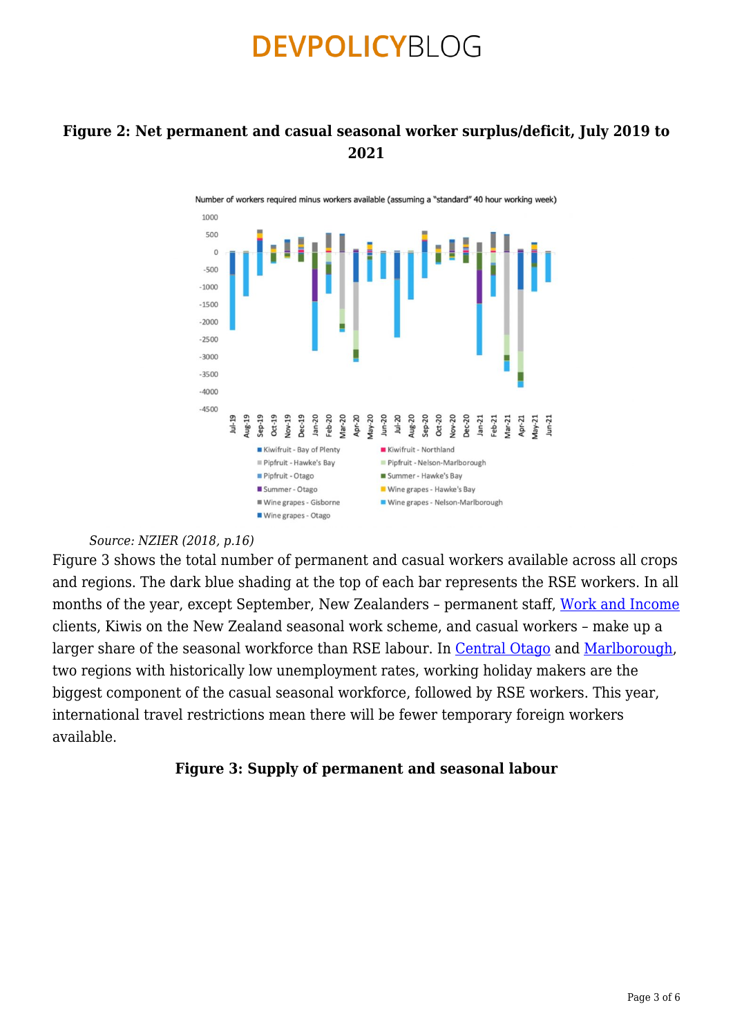**Figure 2: Net permanent and casual seasonal worker surplus/deficit, July 2019 to 2021**

*Source: NZIER (2018, p.16)*

Figure 3 shows the total number of permanent and casual workers available across all crops and regions. The dark blue shading at the top of each bar represents the RSE workers. In all months of the year, except September, New Zealanders – permanent staff, Work and Income clients, Kiwis on the New Zealand seasonal work scheme, and casual workers – make up a larger share of the seasonal workforce than RSE labour. In Central Otago and Marlborough, two regions with historically low unemployment rates, working holiday makers are the biggest component of the casual seasonal workforce, followed by RSE workers. This year, international travel restrictions mean there will be fewer temporary foreign workers available.

**Figure 3: Supply of permanent and seasonal labour**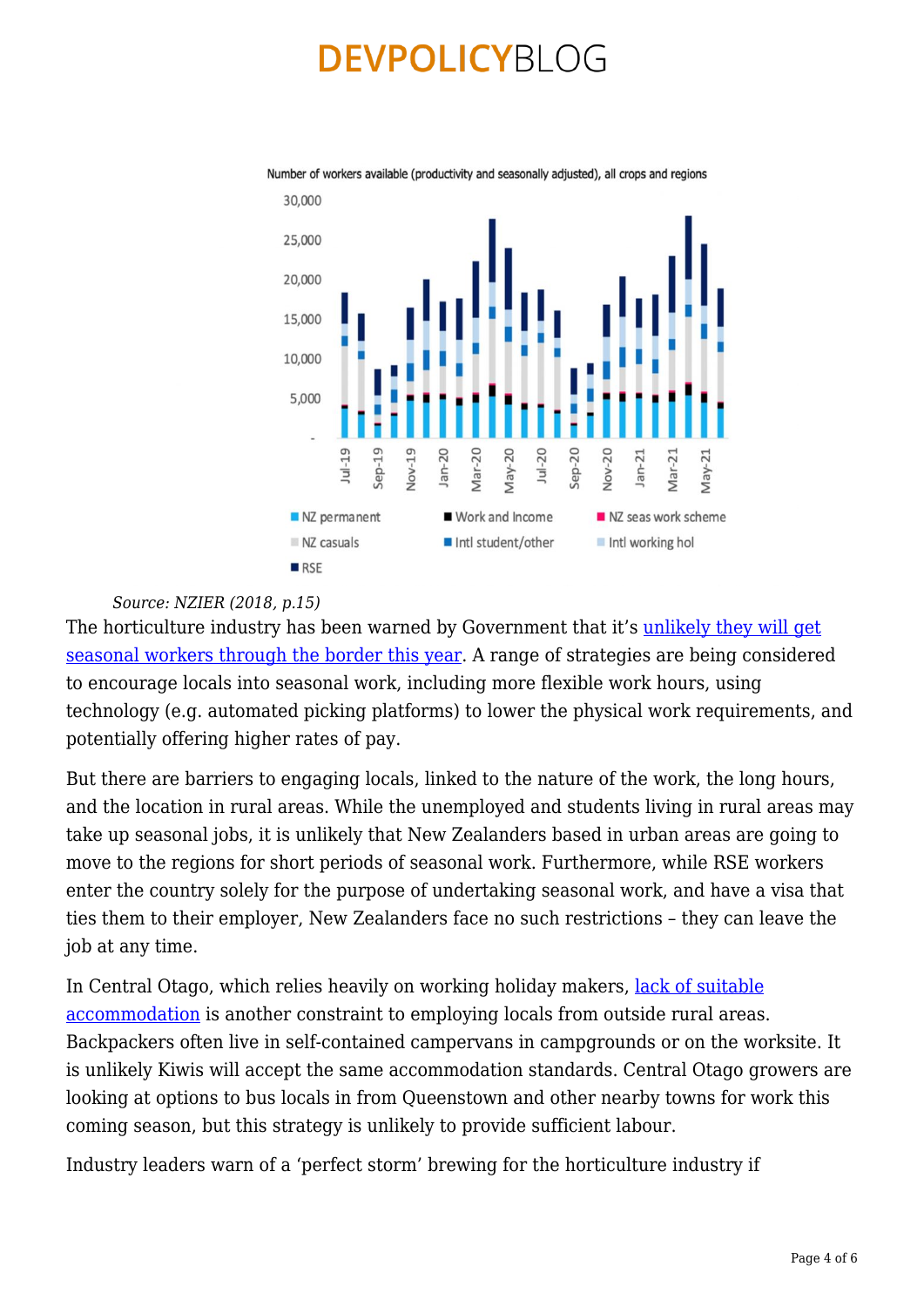Source: NZIER (2018, p.15)

The horticulture industry has been warned by Government that it's unlikely they will get seasonal workers through the border this year. A range of strategies are being considered to encourage locals into seasonal work, including more flexible work hours, using technology (e.g. automated picking platforms) to lower the physical work requirements, and potentially offering higher rates of pay.

But there are barriers to engaging locals, linked to the nature of the work, the long hours, and the location in rural areas. While the unemployed and students living in rural areas may take up seasonal jobs, it is unlikely that New Zealanders based in urban areas are going to move to the regions for short periods of seasonal work. Furthermore, while RSE workers enter the country solely for the purpose of undertaking seasonal work, and have a visa that ties them to their employer, New Zealanders face no such restrictions – they can leave the job at any time.

In Central Otago, which relies heavily on working holiday makers, lack of suitable accommodation is another constraint to employing locals from outside rural areas. Backpackers often live in self-contained campervans in campgrounds or on the worksite. It is unlikely Kiwis will accept the same accommodation standards. Central Otago growers are looking at options to bus locals in from Queenstown and other nearby towns for work this coming season, but this strategy is unlikely to provide sufficient labour.

Industry leaders warn of a 'perfect storm' brewing for the horticulture industry if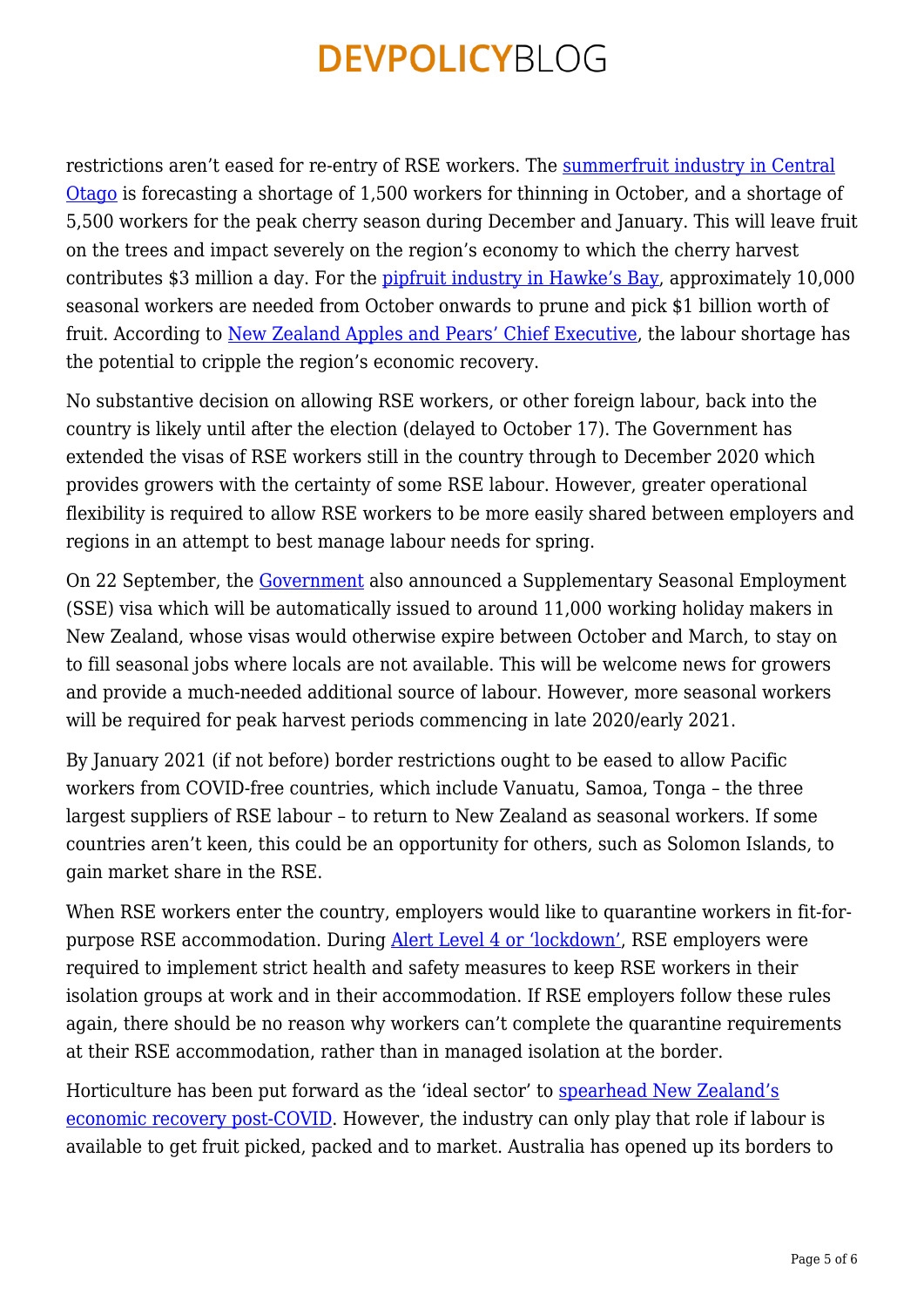restrictions aren't eased for re-entry of RSE workers. The summerfruit industry in Central Otago is forecasting a shortage of 1,500 workers for thinning in October, and a shortage of 5,500 workers for the peak cherry season during December and January. This will leave fruit on the trees and impact severely on the region's economy to which the cherry harvest contributes $3 million a day. For the pipfruit industry in Hawke's Bay, approximately 10,000 seasonal workers are needed from October onwards to prune and pick $1 billion worth of fruit. According to New Zealand Apples and Pears' Chief Executive, the labour shortage has the potential to cripple the region's economic recovery.

No substantive decision on allowing RSE workers, or other foreign labour, back into the country is likely until after the election (delayed to October 17). The Government has extended the visas of RSE workers still in the country through to December 2020 which provides growers with the certainty of some RSE labour. However, greater operational flexibility is required to allow RSE workers to be more easily shared between employers and regions in an attempt to best manage labour needs for spring.

On 22 September, the Government also announced a Supplementary Seasonal Employment (SSE) visa which will be automatically issued to around 11,000 working holiday makers in New Zealand, whose visas would otherwise expire between October and March, to stay on to fill seasonal jobs where locals are not available. This will be welcome news for growers and provide a much-needed additional source of labour. However, more seasonal workers will be required for peak harvest periods commencing in late 2020/early 2021.

By January 2021 (if not before) border restrictions ought to be eased to allow Pacific workers from COVID-free countries, which include Vanuatu, Samoa, Tonga – the three largest suppliers of RSE labour – to return to New Zealand as seasonal workers. If some countries aren't keen, this could be an opportunity for others, such as Solomon Islands, to gain market share in the RSE.

When RSE workers enter the country, employers would like to quarantine workers in fit-for-purpose RSE accommodation. During Alert Level 4 or 'lockdown', RSE employers were required to implement strict health and safety measures to keep RSE workers in their isolation groups at work and in their accommodation. If RSE employers follow these rules again, there should be no reason why workers can't complete the quarantine requirements at their RSE accommodation, rather than in managed isolation at the border.

Horticulture has been put forward as the 'ideal sector' to spearhead New Zealand's economic recovery post-COVID. However, the industry can only play that role if labour is available to get fruit picked, packed and to market. Australia has opened up its borders to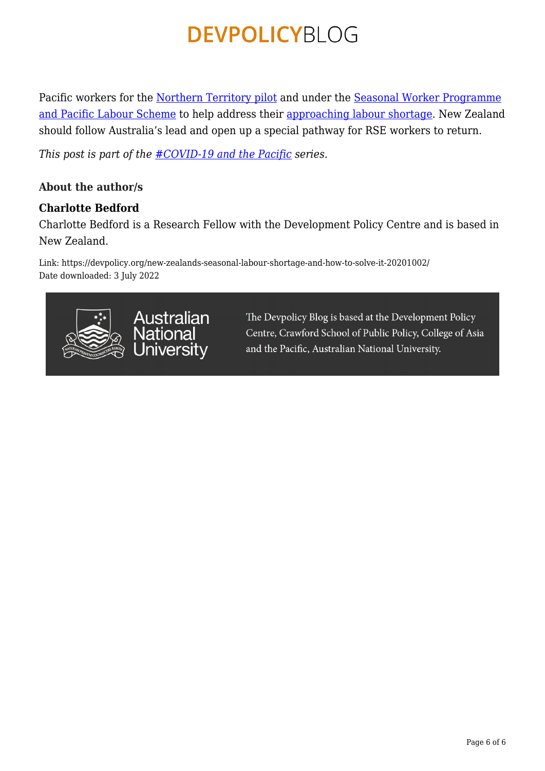Pacific workers for the Northern Territory pilot and under the Seasonal Worker Programme and Pacific Labour Scheme to help address their approaching labour shortage. New Zealand should follow Australia's lead and open up a special pathway for RSE workers to return.

*This post is part of the #COVID-19 and the Pacific series.*

### About the author/s

**Charlotte Bedford**
Charlotte Bedford is a Research Fellow with the Development Policy Centre and is based in New Zealand.

Link: https://devpolicy.org/new-zealands-seasonal-labour-shortage-and-how-to-solve-it-20201002/
Date downloaded: 3 July 2022

Australian National University

The Devpolicy Blog is based at the Development Policy Centre, Crawford School of Public Policy, College of Asia and the Pacific, Australian National University.